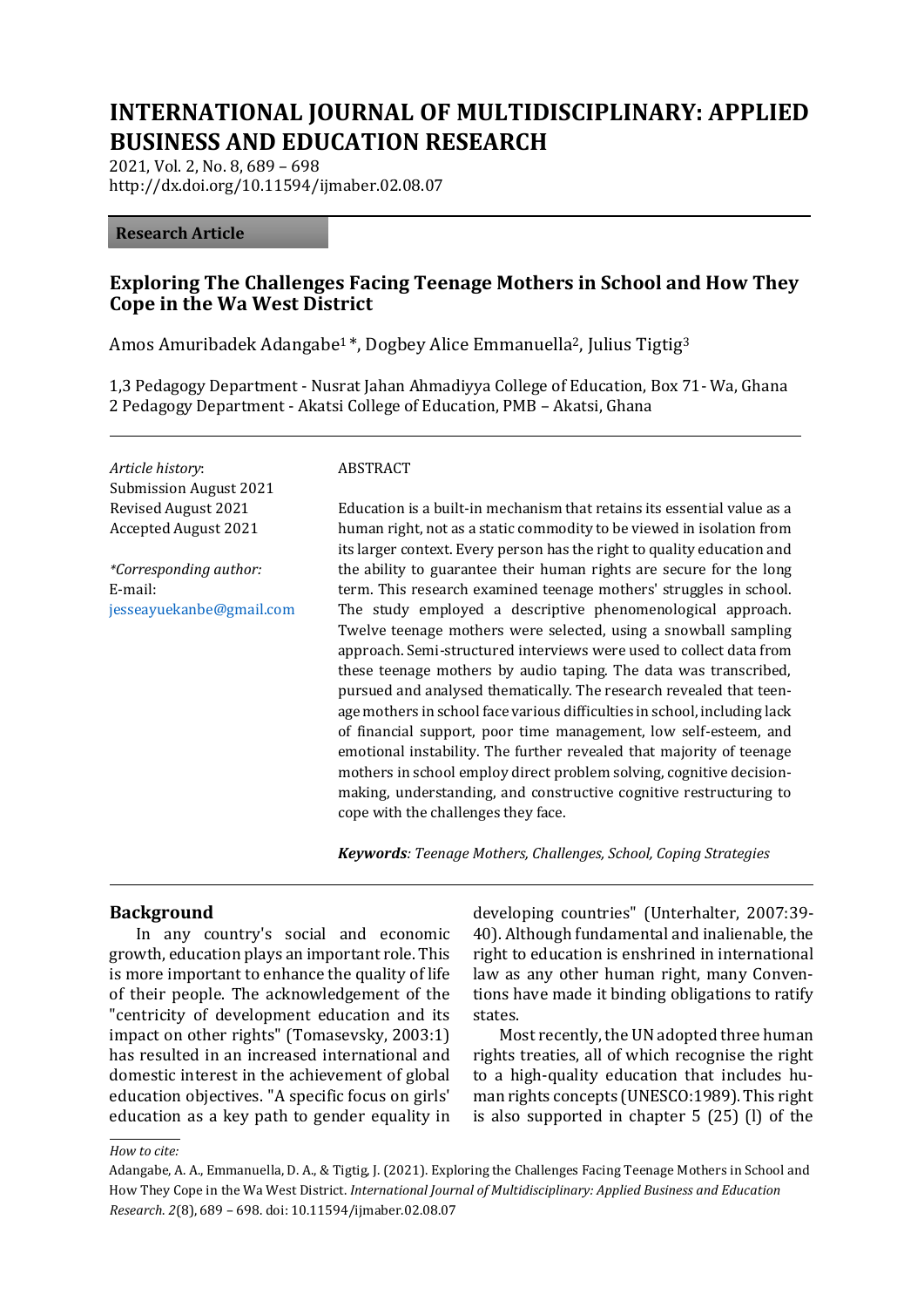# INTERNATIONAL JOURNAL OF MULTIDISCIPLINARY: APPLIED BUSINESS AND EDUCATION RESEARCH

2021, Vol. 2, No. 8, 689 – 698
http://dx.doi.org/10.11594/ijmaber.02.08.07

**Research Article**

## Exploring The Challenges Facing Teenage Mothers in School and How They Cope in the Wa West District

Amos Amuribadek Adangabe[1]*, Dogbey Alice Emmanuella[2], Julius Tigtig[3]

1,3 Pedagogy Department - Nusrat Jahan Ahmadiyya College of Education, Box 71 - Wa, Ghana
2 Pedagogy Department - Akatsi College of Education, PMB – Akatsi, Ghana

*Article history*:
Submission August 2021
Revised August 2021
Accepted August 2021

*\*Corresponding author:*
E-mail:
jesseayuekanbe@gmail.com

ABSTRACT

Education is a built-in mechanism that retains its essential value as a human right, not as a static commodity to be viewed in isolation from its larger context. Every person has the right to quality education and the ability to guarantee their human rights are secure for the long term. This research examined teenage mothers' struggles in school. The study employed a descriptive phenomenological approach. Twelve teenage mothers were selected, using a snowball sampling approach. Semi-structured interviews were used to collect data from these teenage mothers by audio taping. The data was transcribed, pursued and analysed thematically. The research revealed that teenage mothers in school face various difficulties in school, including lack of financial support, poor time management, low self-esteem, and emotional instability. The further revealed that majority of teenage mothers in school employ direct problem solving, cognitive decision-making, understanding, and constructive cognitive restructuring to cope with the challenges they face.

***Keywords**: Teenage Mothers, Challenges, School, Coping Strategies*

## Background

In any country's social and economic growth, education plays an important role. This is more important to enhance the quality of life of their people. The acknowledgement of the "centricity of development education and its impact on other rights" (Tomasevsky, 2003:1) has resulted in an increased international and domestic interest in the achievement of global education objectives. "A specific focus on girls' education as a key path to gender equality in developing countries" (Unterhalter, 2007:39-40). Although fundamental and inalienable, the right to education is enshrined in international law as any other human right, many Conventions have made it binding obligations to ratify states.

Most recently, the UN adopted three human rights treaties, all of which recognise the right to a high-quality education that includes human rights concepts (UNESCO:1989). This right is also supported in chapter 5 (25) (l) of the

*How to cite:*

Adangabe, A. A., Emmanuella, D. A., & Tigtig, J. (2021). Exploring the Challenges Facing Teenage Mothers in School and How They Cope in the Wa West District. *International Journal of Multidisciplinary: Applied Business and Education Research*. *2*(8), 689 – 698. doi: 10.11594/ijmaber.02.08.07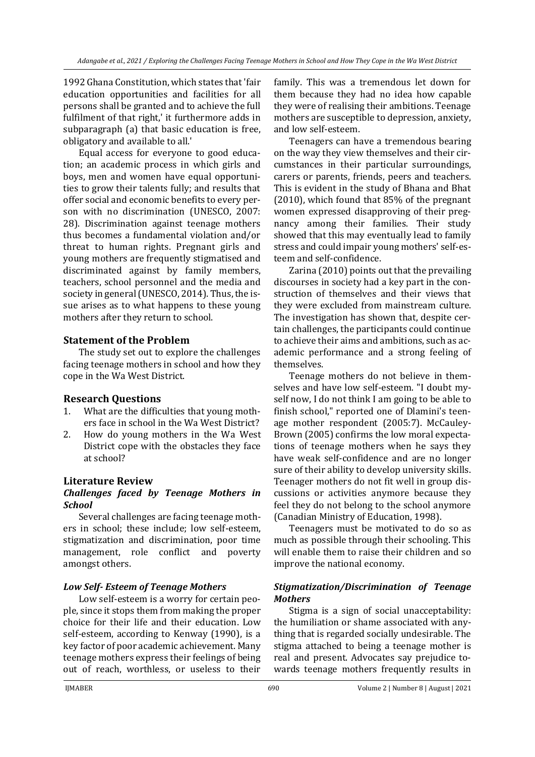1992 Ghana Constitution, which states that 'fair education opportunities and facilities for all persons shall be granted and to achieve the full fulfilment of that right,' it furthermore adds in subparagraph (a) that basic education is free, obligatory and available to all.'

Equal access for everyone to good education; an academic process in which girls and boys, men and women have equal opportunities to grow their talents fully; and results that offer social and economic benefits to every person with no discrimination (UNESCO, 2007: 28). Discrimination against teenage mothers thus becomes a fundamental violation and/or threat to human rights. Pregnant girls and young mothers are frequently stigmatised and discriminated against by family members, teachers, school personnel and the media and society in general (UNESCO, 2014). Thus, the issue arises as to what happens to these young mothers after they return to school.

## Statement of the Problem

The study set out to explore the challenges facing teenage mothers in school and how they cope in the Wa West District.

## Research Questions

1. What are the difficulties that young mothers face in school in the Wa West District?
2. How do young mothers in the Wa West District cope with the obstacles they face at school?

## Literature Review

### *Challenges faced by Teenage Mothers in School*

Several challenges are facing teenage mothers in school; these include; low self-esteem, stigmatization and discrimination, poor time management, role conflict and poverty amongst others.

### *Low Self- Esteem of Teenage Mothers*

Low self-esteem is a worry for certain people, since it stops them from making the proper choice for their life and their education. Low self-esteem, according to Kenway (1990), is a key factor of poor academic achievement. Many teenage mothers express their feelings of being out of reach, worthless, or useless to their family. This was a tremendous let down for them because they had no idea how capable they were of realising their ambitions. Teenage mothers are susceptible to depression, anxiety, and low self-esteem.

Teenagers can have a tremendous bearing on the way they view themselves and their circumstances in their particular surroundings, carers or parents, friends, peers and teachers. This is evident in the study of Bhana and Bhat (2010), which found that 85% of the pregnant women expressed disapproving of their pregnancy among their families. Their study showed that this may eventually lead to family stress and could impair young mothers' self-esteem and self-confidence.

Zarina (2010) points out that the prevailing discourses in society had a key part in the construction of themselves and their views that they were excluded from mainstream culture. The investigation has shown that, despite certain challenges, the participants could continue to achieve their aims and ambitions, such as academic performance and a strong feeling of themselves.

Teenage mothers do not believe in themselves and have low self-esteem. "I doubt myself now, I do not think I am going to be able to finish school," reported one of Dlamini's teenage mother respondent (2005:7). McCauley-Brown (2005) confirms the low moral expectations of teenage mothers when he says they have weak self-confidence and are no longer sure of their ability to develop university skills. Teenager mothers do not fit well in group discussions or activities anymore because they feel they do not belong to the school anymore (Canadian Ministry of Education, 1998).

Teenagers must be motivated to do so as much as possible through their schooling. This will enable them to raise their children and so improve the national economy.

### *Stigmatization/Discrimination of Teenage Mothers*

Stigma is a sign of social unacceptability: the humiliation or shame associated with anything that is regarded socially undesirable. The stigma attached to being a teenage mother is real and present. Advocates say prejudice towards teenage mothers frequently results in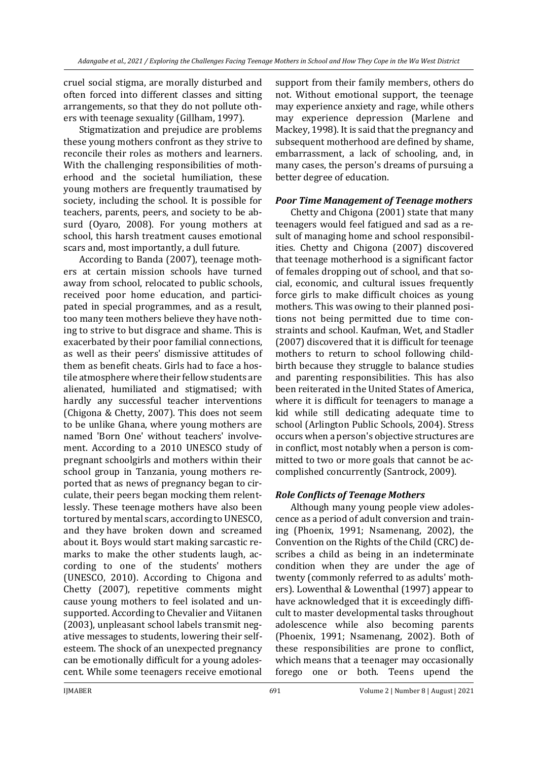cruel social stigma, are morally disturbed and often forced into different classes and sitting arrangements, so that they do not pollute others with teenage sexuality (Gillham, 1997).

Stigmatization and prejudice are problems these young mothers confront as they strive to reconcile their roles as mothers and learners. With the challenging responsibilities of motherhood and the societal humiliation, these young mothers are frequently traumatised by society, including the school. It is possible for teachers, parents, peers, and society to be absurd (Oyaro, 2008). For young mothers at school, this harsh treatment causes emotional scars and, most importantly, a dull future.

According to Banda (2007), teenage mothers at certain mission schools have turned away from school, relocated to public schools, received poor home education, and participated in special programmes, and as a result, too many teen mothers believe they have nothing to strive to but disgrace and shame. This is exacerbated by their poor familial connections, as well as their peers' dismissive attitudes of them as benefit cheats. Girls had to face a hostile atmosphere where their fellow students are alienated, humiliated and stigmatised; with hardly any successful teacher interventions (Chigona & Chetty, 2007). This does not seem to be unlike Ghana, where young mothers are named 'Born One' without teachers' involvement. According to a 2010 UNESCO study of pregnant schoolgirls and mothers within their school group in Tanzania, young mothers reported that as news of pregnancy began to circulate, their peers began mocking them relentlessly. These teenage mothers have also been tortured by mental scars, according to UNESCO, and they have broken down and screamed about it. Boys would start making sarcastic remarks to make the other students laugh, according to one of the students' mothers (UNESCO, 2010). According to Chigona and Chetty (2007), repetitive comments might cause young mothers to feel isolated and unsupported. According to Chevalier and Viitanen (2003), unpleasant school labels transmit negative messages to students, lowering their self-esteem. The shock of an unexpected pregnancy can be emotionally difficult for a young adolescent. While some teenagers receive emotional support from their family members, others do not. Without emotional support, the teenage may experience anxiety and rage, while others may experience depression (Marlene and Mackey, 1998). It is said that the pregnancy and subsequent motherhood are defined by shame, embarrassment, a lack of schooling, and, in many cases, the person's dreams of pursuing a better degree of education.

### *Poor Time Management of Teenage mothers*

Chetty and Chigona (2001) state that many teenagers would feel fatigued and sad as a result of managing home and school responsibilities. Chetty and Chigona (2007) discovered that teenage motherhood is a significant factor of females dropping out of school, and that social, economic, and cultural issues frequently force girls to make difficult choices as young mothers. This was owing to their planned positions not being permitted due to time constraints and school. Kaufman, Wet, and Stadler (2007) discovered that it is difficult for teenage mothers to return to school following childbirth because they struggle to balance studies and parenting responsibilities. This has also been reiterated in the United States of America, where it is difficult for teenagers to manage a kid while still dedicating adequate time to school (Arlington Public Schools, 2004). Stress occurs when a person's objective structures are in conflict, most notably when a person is committed to two or more goals that cannot be accomplished concurrently (Santrock, 2009).

### *Role Conflicts of Teenage Mothers*

Although many young people view adolescence as a period of adult conversion and training (Phoenix, 1991; Nsamenang, 2002), the Convention on the Rights of the Child (CRC) describes a child as being in an indeterminate condition when they are under the age of twenty (commonly referred to as adults' mothers). Lowenthal & Lowenthal (1997) appear to have acknowledged that it is exceedingly difficult to master developmental tasks throughout adolescence while also becoming parents (Phoenix, 1991; Nsamenang, 2002). Both of these responsibilities are prone to conflict, which means that a teenager may occasionally forego one or both. Teens upend the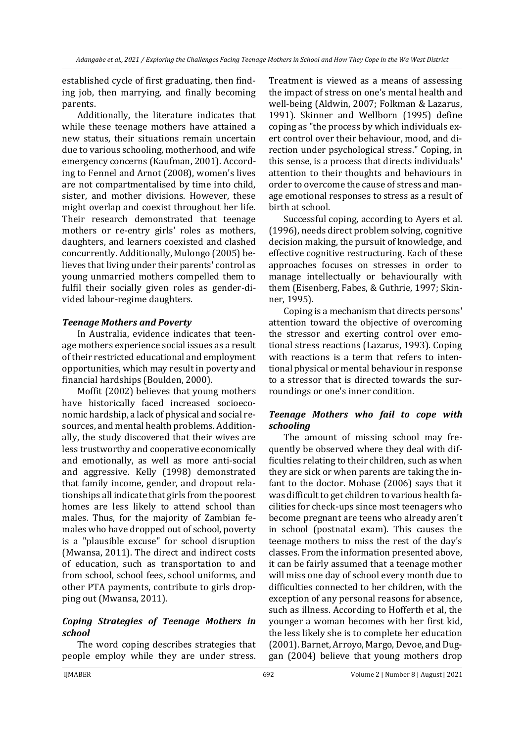established cycle of first graduating, then finding job, then marrying, and finally becoming parents.

Additionally, the literature indicates that while these teenage mothers have attained a new status, their situations remain uncertain due to various schooling, motherhood, and wife emergency concerns (Kaufman, 2001). According to Fennel and Arnot (2008), women's lives are not compartmentalised by time into child, sister, and mother divisions. However, these might overlap and coexist throughout her life. Their research demonstrated that teenage mothers or re-entry girls' roles as mothers, daughters, and learners coexisted and clashed concurrently. Additionally, Mulongo (2005) believes that living under their parents' control as young unmarried mothers compelled them to fulfil their socially given roles as gender-divided labour-regime daughters.

### *Teenage Mothers and Poverty*

In Australia, evidence indicates that teenage mothers experience social issues as a result of their restricted educational and employment opportunities, which may result in poverty and financial hardships (Boulden, 2000).

Moffit (2002) believes that young mothers have historically faced increased socioeconomic hardship, a lack of physical and social resources, and mental health problems. Additionally, the study discovered that their wives are less trustworthy and cooperative economically and emotionally, as well as more anti-social and aggressive. Kelly (1998) demonstrated that family income, gender, and dropout relationships all indicate that girls from the poorest homes are less likely to attend school than males. Thus, for the majority of Zambian females who have dropped out of school, poverty is a "plausible excuse" for school disruption (Mwansa, 2011). The direct and indirect costs of education, such as transportation to and from school, school fees, school uniforms, and other PTA payments, contribute to girls dropping out (Mwansa, 2011).

### *Coping Strategies of Teenage Mothers in school*

The word coping describes strategies that people employ while they are under stress. Treatment is viewed as a means of assessing the impact of stress on one's mental health and well-being (Aldwin, 2007; Folkman & Lazarus, 1991). Skinner and Wellborn (1995) define coping as "the process by which individuals exert control over their behaviour, mood, and direction under psychological stress." Coping, in this sense, is a process that directs individuals' attention to their thoughts and behaviours in order to overcome the cause of stress and manage emotional responses to stress as a result of birth at school.

Successful coping, according to Ayers et al. (1996), needs direct problem solving, cognitive decision making, the pursuit of knowledge, and effective cognitive restructuring. Each of these approaches focuses on stresses in order to manage intellectually or behaviourally with them (Eisenberg, Fabes, & Guthrie, 1997; Skinner, 1995).

Coping is a mechanism that directs persons' attention toward the objective of overcoming the stressor and exerting control over emotional stress reactions (Lazarus, 1993). Coping with reactions is a term that refers to intentional physical or mental behaviour in response to a stressor that is directed towards the surroundings or one's inner condition.

### *Teenage Mothers who fail to cope with schooling*

The amount of missing school may frequently be observed where they deal with difficulties relating to their children, such as when they are sick or when parents are taking the infant to the doctor. Mohase (2006) says that it was difficult to get children to various health facilities for check-ups since most teenagers who become pregnant are teens who already aren't in school (postnatal exam). This causes the teenage mothers to miss the rest of the day's classes. From the information presented above, it can be fairly assumed that a teenage mother will miss one day of school every month due to difficulties connected to her children, with the exception of any personal reasons for absence, such as illness. According to Hofferth et al, the younger a woman becomes with her first kid, the less likely she is to complete her education (2001). Barnet, Arroyo, Margo, Devoe, and Duggan (2004) believe that young mothers drop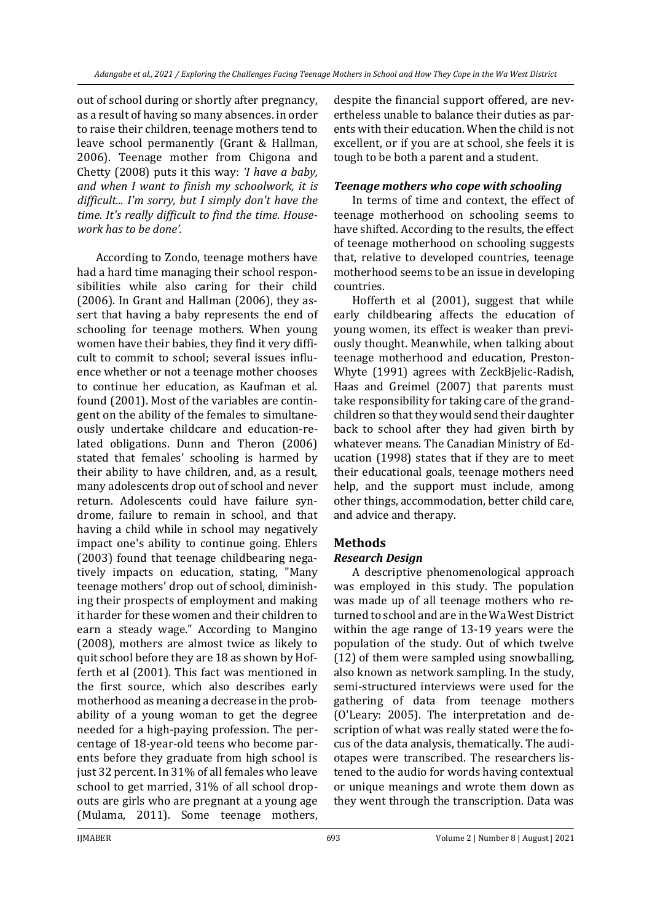out of school during or shortly after pregnancy, as a result of having so many absences. in order to raise their children, teenage mothers tend to leave school permanently (Grant & Hallman, 2006). Teenage mother from Chigona and Chetty (2008) puts it this way: *'I have a baby, and when I want to finish my schoolwork, it is difficult... I'm sorry, but I simply don't have the time. It's really difficult to find the time. Housework has to be done'.*

According to Zondo, teenage mothers have had a hard time managing their school responsibilities while also caring for their child (2006). In Grant and Hallman (2006), they assert that having a baby represents the end of schooling for teenage mothers. When young women have their babies, they find it very difficult to commit to school; several issues influence whether or not a teenage mother chooses to continue her education, as Kaufman et al. found (2001). Most of the variables are contingent on the ability of the females to simultaneously undertake childcare and education-related obligations. Dunn and Theron (2006) stated that females' schooling is harmed by their ability to have children, and, as a result, many adolescents drop out of school and never return. Adolescents could have failure syndrome, failure to remain in school, and that having a child while in school may negatively impact one's ability to continue going. Ehlers (2003) found that teenage childbearing negatively impacts on education, stating, "Many teenage mothers' drop out of school, diminishing their prospects of employment and making it harder for these women and their children to earn a steady wage." According to Mangino (2008), mothers are almost twice as likely to quit school before they are 18 as shown by Hofferth et al (2001). This fact was mentioned in the first source, which also describes early motherhood as meaning a decrease in the probability of a young woman to get the degree needed for a high-paying profession. The percentage of 18-year-old teens who become parents before they graduate from high school is just 32 percent. In 31% of all females who leave school to get married, 31% of all school dropouts are girls who are pregnant at a young age (Mulama, 2011). Some teenage mothers, despite the financial support offered, are nevertheless unable to balance their duties as parents with their education. When the child is not excellent, or if you are at school, she feels it is tough to be both a parent and a student.

### *Teenage mothers who cope with schooling*

In terms of time and context, the effect of teenage motherhood on schooling seems to have shifted. According to the results, the effect of teenage motherhood on schooling suggests that, relative to developed countries, teenage motherhood seems to be an issue in developing countries.

Hofferth et al (2001), suggest that while early childbearing affects the education of young women, its effect is weaker than previously thought. Meanwhile, when talking about teenage motherhood and education, Preston-Whyte (1991) agrees with ZeckBjelic-Radish, Haas and Greimel (2007) that parents must take responsibility for taking care of the grandchildren so that they would send their daughter back to school after they had given birth by whatever means. The Canadian Ministry of Education (1998) states that if they are to meet their educational goals, teenage mothers need help, and the support must include, among other things, accommodation, better child care, and advice and therapy.

## Methods

### *Research Design*

A descriptive phenomenological approach was employed in this study. The population was made up of all teenage mothers who returned to school and are in the Wa West District within the age range of 13-19 years were the population of the study. Out of which twelve (12) of them were sampled using snowballing, also known as network sampling. In the study, semi-structured interviews were used for the gathering of data from teenage mothers (O'Leary: 2005). The interpretation and description of what was really stated were the focus of the data analysis, thematically. The audiotapes were transcribed. The researchers listened to the audio for words having contextual or unique meanings and wrote them down as they went through the transcription. Data was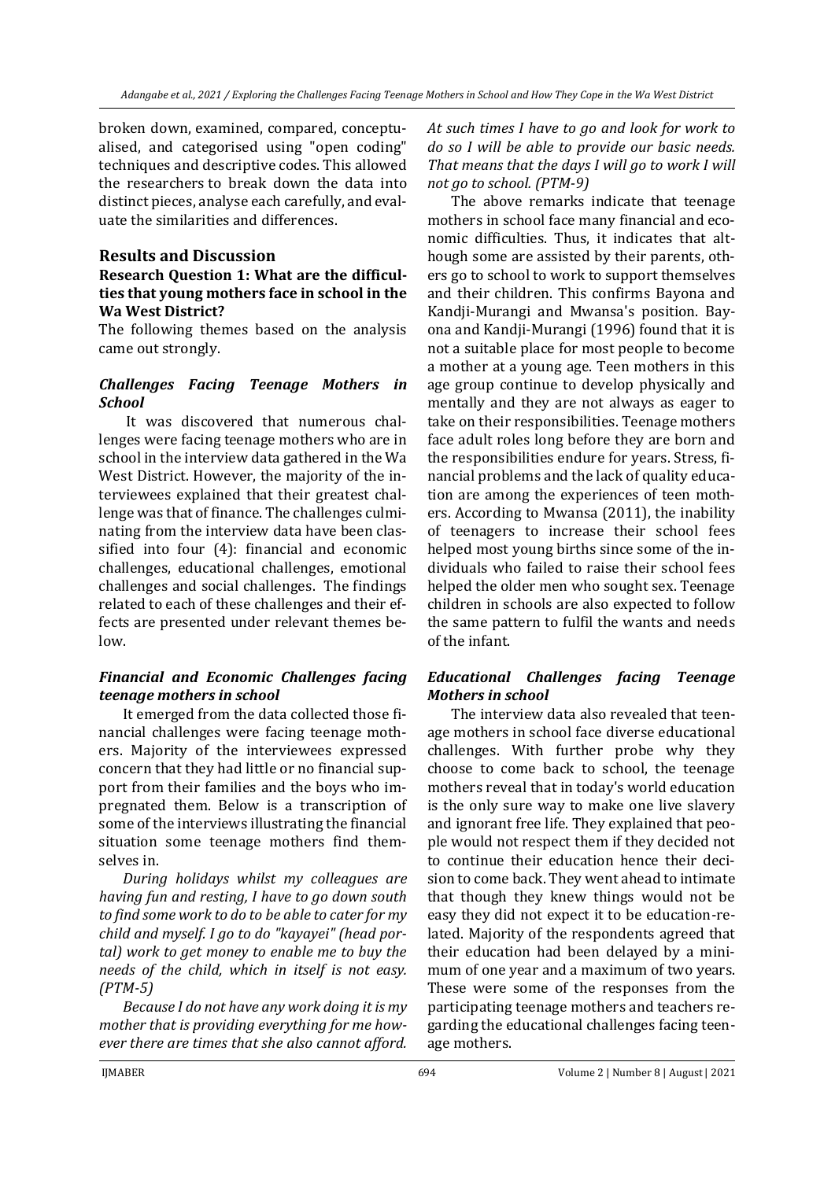broken down, examined, compared, conceptualised, and categorised using "open coding" techniques and descriptive codes. This allowed the researchers to break down the data into distinct pieces, analyse each carefully, and evaluate the similarities and differences.

## Results and Discussion

### Research Question 1: What are the difficulties that young mothers face in school in the Wa West District?

The following themes based on the analysis came out strongly.

#### *Challenges Facing Teenage Mothers in School*

It was discovered that numerous challenges were facing teenage mothers who are in school in the interview data gathered in the Wa West District. However, the majority of the interviewees explained that their greatest challenge was that of finance. The challenges culminating from the interview data have been classified into four (4): financial and economic challenges, educational challenges, emotional challenges and social challenges. The findings related to each of these challenges and their effects are presented under relevant themes below.

#### *Financial and Economic Challenges facing teenage mothers in school*

It emerged from the data collected those financial challenges were facing teenage mothers. Majority of the interviewees expressed concern that they had little or no financial support from their families and the boys who impregnated them. Below is a transcription of some of the interviews illustrating the financial situation some teenage mothers find themselves in.

*During holidays whilst my colleagues are having fun and resting, I have to go down south to find some work to do to be able to cater for my child and myself. I go to do "kayayei" (head portal) work to get money to enable me to buy the needs of the child, which in itself is not easy. (PTM-5)*

*Because I do not have any work doing it is my mother that is providing everything for me however there are times that she also cannot afford. At such times I have to go and look for work to do so I will be able to provide our basic needs. That means that the days I will go to work I will not go to school. (PTM-9)*

The above remarks indicate that teenage mothers in school face many financial and economic difficulties. Thus, it indicates that although some are assisted by their parents, others go to school to work to support themselves and their children. This confirms Bayona and Kandji-Murangi and Mwansa's position. Bayona and Kandji-Murangi (1996) found that it is not a suitable place for most people to become a mother at a young age. Teen mothers in this age group continue to develop physically and mentally and they are not always as eager to take on their responsibilities. Teenage mothers face adult roles long before they are born and the responsibilities endure for years. Stress, financial problems and the lack of quality education are among the experiences of teen mothers. According to Mwansa (2011), the inability of teenagers to increase their school fees helped most young births since some of the individuals who failed to raise their school fees helped the older men who sought sex. Teenage children in schools are also expected to follow the same pattern to fulfil the wants and needs of the infant.

#### *Educational Challenges facing Teenage Mothers in school*

The interview data also revealed that teenage mothers in school face diverse educational challenges. With further probe why they choose to come back to school, the teenage mothers reveal that in today's world education is the only sure way to make one live slavery and ignorant free life. They explained that people would not respect them if they decided not to continue their education hence their decision to come back. They went ahead to intimate that though they knew things would not be easy they did not expect it to be education-related. Majority of the respondents agreed that their education had been delayed by a minimum of one year and a maximum of two years. These were some of the responses from the participating teenage mothers and teachers regarding the educational challenges facing teenage mothers.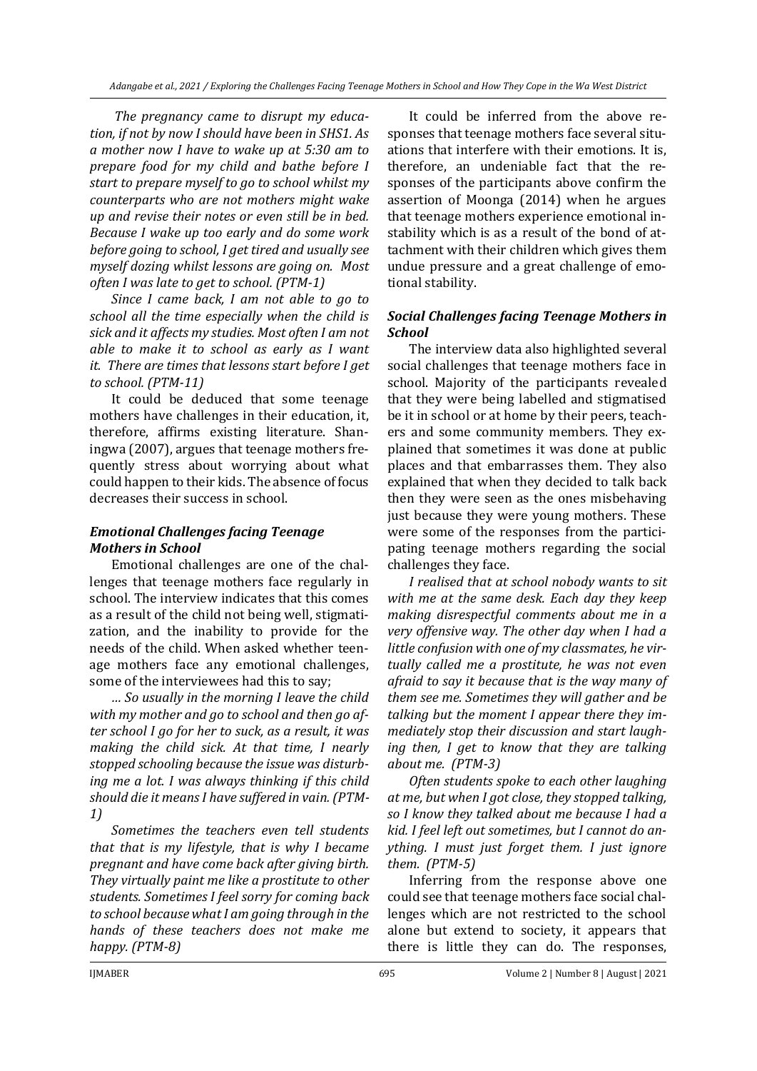*The pregnancy came to disrupt my education, if not by now I should have been in SHS1. As a mother now I have to wake up at 5:30 am to prepare food for my child and bathe before I start to prepare myself to go to school whilst my counterparts who are not mothers might wake up and revise their notes or even still be in bed. Because I wake up too early and do some work before going to school, I get tired and usually see myself dozing whilst lessons are going on. Most often I was late to get to school. (PTM-1)*

*Since I came back, I am not able to go to school all the time especially when the child is sick and it affects my studies. Most often I am not able to make it to school as early as I want it. There are times that lessons start before I get to school. (PTM-11)*

It could be deduced that some teenage mothers have challenges in their education, it, therefore, affirms existing literature. Shaningwa (2007), argues that teenage mothers frequently stress about worrying about what could happen to their kids. The absence of focus decreases their success in school.

### *Emotional Challenges facing Teenage Mothers in School*

Emotional challenges are one of the challenges that teenage mothers face regularly in school. The interview indicates that this comes as a result of the child not being well, stigmatization, and the inability to provide for the needs of the child. When asked whether teenage mothers face any emotional challenges, some of the interviewees had this to say;

*… So usually in the morning I leave the child with my mother and go to school and then go after school I go for her to suck, as a result, it was making the child sick. At that time, I nearly stopped schooling because the issue was disturbing me a lot. I was always thinking if this child should die it means I have suffered in vain. (PTM-1)*

*Sometimes the teachers even tell students that that is my lifestyle, that is why I became pregnant and have come back after giving birth. They virtually paint me like a prostitute to other students. Sometimes I feel sorry for coming back to school because what I am going through in the hands of these teachers does not make me happy. (PTM-8)*

It could be inferred from the above responses that teenage mothers face several situations that interfere with their emotions. It is, therefore, an undeniable fact that the responses of the participants above confirm the assertion of Moonga (2014) when he argues that teenage mothers experience emotional instability which is as a result of the bond of attachment with their children which gives them undue pressure and a great challenge of emotional stability.

### *Social Challenges facing Teenage Mothers in School*

The interview data also highlighted several social challenges that teenage mothers face in school. Majority of the participants revealed that they were being labelled and stigmatised be it in school or at home by their peers, teachers and some community members. They explained that sometimes it was done at public places and that embarrasses them. They also explained that when they decided to talk back then they were seen as the ones misbehaving just because they were young mothers. These were some of the responses from the participating teenage mothers regarding the social challenges they face.

*I realised that at school nobody wants to sit with me at the same desk. Each day they keep making disrespectful comments about me in a very offensive way. The other day when I had a little confusion with one of my classmates, he virtually called me a prostitute, he was not even afraid to say it because that is the way many of them see me. Sometimes they will gather and be talking but the moment I appear there they immediately stop their discussion and start laughing then, I get to know that they are talking about me. (PTM-3)*

*Often students spoke to each other laughing at me, but when I got close, they stopped talking, so I know they talked about me because I had a kid. I feel left out sometimes, but I cannot do anything. I must just forget them. I just ignore them. (PTM-5)*

Inferring from the response above one could see that teenage mothers face social challenges which are not restricted to the school alone but extend to society, it appears that there is little they can do. The responses,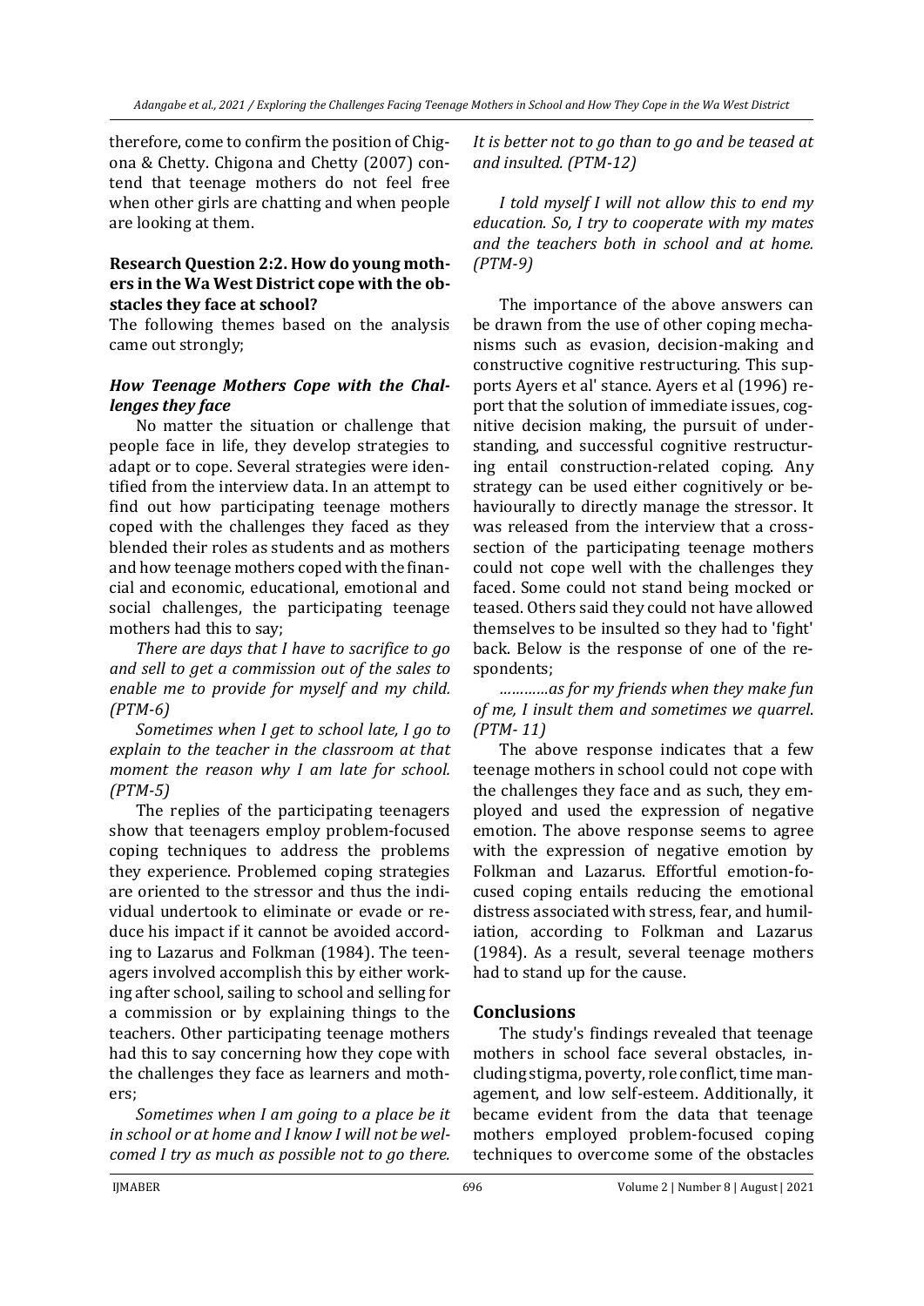therefore, come to confirm the position of Chigona & Chetty. Chigona and Chetty (2007) contend that teenage mothers do not feel free when other girls are chatting and when people are looking at them.

**Research Question 2:2. How do young mothers in the Wa West District cope with the obstacles they face at school?**

The following themes based on the analysis came out strongly;

***How Teenage Mothers Cope with the Challenges they face***

No matter the situation or challenge that people face in life, they develop strategies to adapt or to cope. Several strategies were identified from the interview data. In an attempt to find out how participating teenage mothers coped with the challenges they faced as they blended their roles as students and as mothers and how teenage mothers coped with the financial and economic, educational, emotional and social challenges, the participating teenage mothers had this to say;

*There are days that I have to sacrifice to go and sell to get a commission out of the sales to enable me to provide for myself and my child. (PTM-6)*

*Sometimes when I get to school late, I go to explain to the teacher in the classroom at that moment the reason why I am late for school. (PTM-5)*

The replies of the participating teenagers show that teenagers employ problem-focused coping techniques to address the problems they experience. Problemed coping strategies are oriented to the stressor and thus the individual undertook to eliminate or evade or reduce his impact if it cannot be avoided according to Lazarus and Folkman (1984). The teenagers involved accomplish this by either working after school, sailing to school and selling for a commission or by explaining things to the teachers. Other participating teenage mothers had this to say concerning how they cope with the challenges they face as learners and mothers;

*Sometimes when I am going to a place be it in school or at home and I know I will not be welcomed I try as much as possible not to go there. It is better not to go than to go and be teased at and insulted. (PTM-12)*

*I told myself I will not allow this to end my education. So, I try to cooperate with my mates and the teachers both in school and at home. (PTM-9)*

The importance of the above answers can be drawn from the use of other coping mechanisms such as evasion, decision-making and constructive cognitive restructuring. This supports Ayers et al' stance. Ayers et al (1996) report that the solution of immediate issues, cognitive decision making, the pursuit of understanding, and successful cognitive restructuring entail construction-related coping. Any strategy can be used either cognitively or behaviourally to directly manage the stressor. It was released from the interview that a cross-section of the participating teenage mothers could not cope well with the challenges they faced. Some could not stand being mocked or teased. Others said they could not have allowed themselves to be insulted so they had to 'fight' back. Below is the response of one of the respondents;

*…………as for my friends when they make fun of me, I insult them and sometimes we quarrel. (PTM- 11)*

The above response indicates that a few teenage mothers in school could not cope with the challenges they face and as such, they employed and used the expression of negative emotion. The above response seems to agree with the expression of negative emotion by Folkman and Lazarus. Effortful emotion-focused coping entails reducing the emotional distress associated with stress, fear, and humiliation, according to Folkman and Lazarus (1984). As a result, several teenage mothers had to stand up for the cause.

## Conclusions

The study's findings revealed that teenage mothers in school face several obstacles, including stigma, poverty, role conflict, time management, and low self-esteem. Additionally, it became evident from the data that teenage mothers employed problem-focused coping techniques to overcome some of the obstacles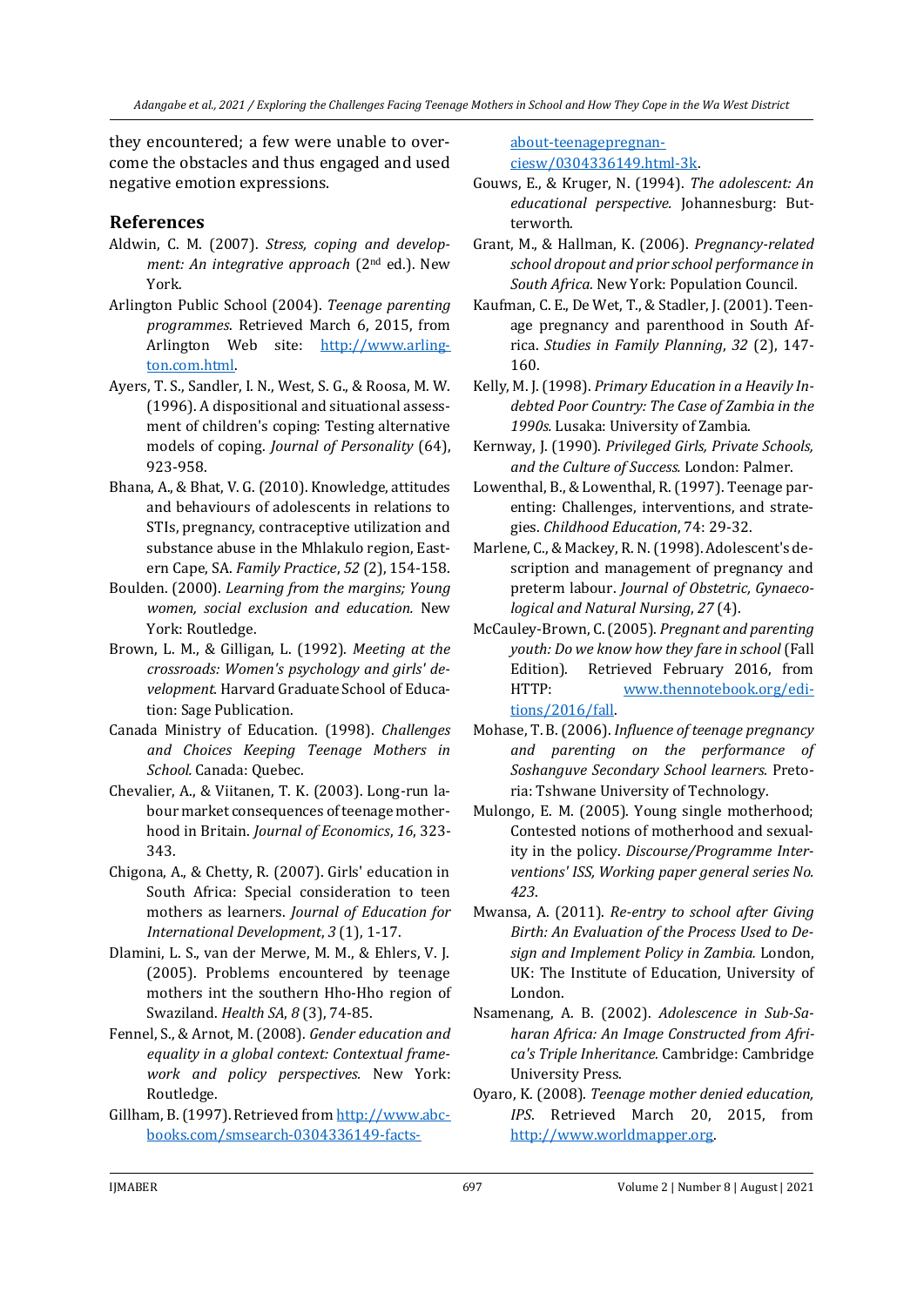they encountered; a few were unable to overcome the obstacles and thus engaged and used negative emotion expressions.

## References

Aldwin, C. M. (2007). *Stress, coping and development: An integrative approach* (2nd ed.). New York.

Arlington Public School (2004). *Teenage parenting programmes*. Retrieved March 6, 2015, from Arlington Web site: http://www.arlington.com.html.

Ayers, T. S., Sandler, I. N., West, S. G., & Roosa, M. W. (1996). A dispositional and situational assessment of children's coping: Testing alternative models of coping. *Journal of Personality* (64), 923-958.

Bhana, A., & Bhat, V. G. (2010). Knowledge, attitudes and behaviours of adolescents in relations to STIs, pregnancy, contraceptive utilization and substance abuse in the Mhlakulo region, Eastern Cape, SA. *Family Practice*, *52* (2), 154-158.

Boulden. (2000). *Learning from the margins; Young women, social exclusion and education.* New York: Routledge.

Brown, L. M., & Gilligan, L. (1992). *Meeting at the crossroads: Women's psychology and girls' development.* Harvard Graduate School of Education: Sage Publication.

Canada Ministry of Education. (1998). *Challenges and Choices Keeping Teenage Mothers in School.* Canada: Quebec.

Chevalier, A., & Viitanen, T. K. (2003). Long-run labour market consequences of teenage motherhood in Britain. *Journal of Economics*, *16*, 323-343.

Chigona, A., & Chetty, R. (2007). Girls' education in South Africa: Special consideration to teen mothers as learners. *Journal of Education for International Development*, *3* (1), 1-17.

Dlamini, L. S., van der Merwe, M. M., & Ehlers, V. J. (2005). Problems encountered by teenage mothers int the southern Hho-Hho region of Swaziland. *Health SA*, *8* (3), 74-85.

Fennel, S., & Arnot, M. (2008). *Gender education and equality in a global context: Contextual framework and policy perspectives.* New York: Routledge.

Gillham, B. (1997). Retrieved from http://www.abcbooks.com/smsearch-0304336149-facts-about-teenagepregnanciesw/0304336149.html-3k.

Gouws, E., & Kruger, N. (1994). *The adolescent: An educational perspective.* Johannesburg: Butterworth.

Grant, M., & Hallman, K. (2006). *Pregnancy-related school dropout and prior school performance in South Africa.* New York: Population Council.

Kaufman, C. E., De Wet, T., & Stadler, J. (2001). Teenage pregnancy and parenthood in South Africa. *Studies in Family Planning*, *32* (2), 147-160.

Kelly, M. J. (1998). *Primary Education in a Heavily Indebted Poor Country: The Case of Zambia in the 1990s.* Lusaka: University of Zambia.

Kernway, J. (1990). *Privileged Girls, Private Schools, and the Culture of Success.* London: Palmer.

Lowenthal, B., & Lowenthal, R. (1997). Teenage parenting: Challenges, interventions, and strategies. *Childhood Education*, 74: 29-32.

Marlene, C., & Mackey, R. N. (1998). Adolescent's description and management of pregnancy and preterm labour. *Journal of Obstetric, Gynaecological and Natural Nursing*, *27* (4).

McCauley-Brown, C. (2005). *Pregnant and parenting youth: Do we know how they fare in school* (Fall Edition). Retrieved February 2016, from HTTP: www.thennotebook.org/editions/2016/fall.

Mohase, T. B. (2006). *Influence of teenage pregnancy and parenting on the performance of Soshanguve Secondary School learners.* Pretoria: Tshwane University of Technology.

Mulongo, E. M. (2005). Young single motherhood; Contested notions of motherhood and sexuality in the policy. *Discourse/Programme Interventions' ISS, Working paper general series No. 423*.

Mwansa, A. (2011). *Re-entry to school after Giving Birth: An Evaluation of the Process Used to Design and Implement Policy in Zambia.* London, UK: The Institute of Education, University of London.

Nsamenang, A. B. (2002). *Adolescence in Sub-Saharan Africa: An Image Constructed from Africa's Triple Inheritance.* Cambridge: Cambridge University Press.

Oyaro, K. (2008). *Teenage mother denied education, IPS*. Retrieved March 20, 2015, from http://www.worldmapper.org.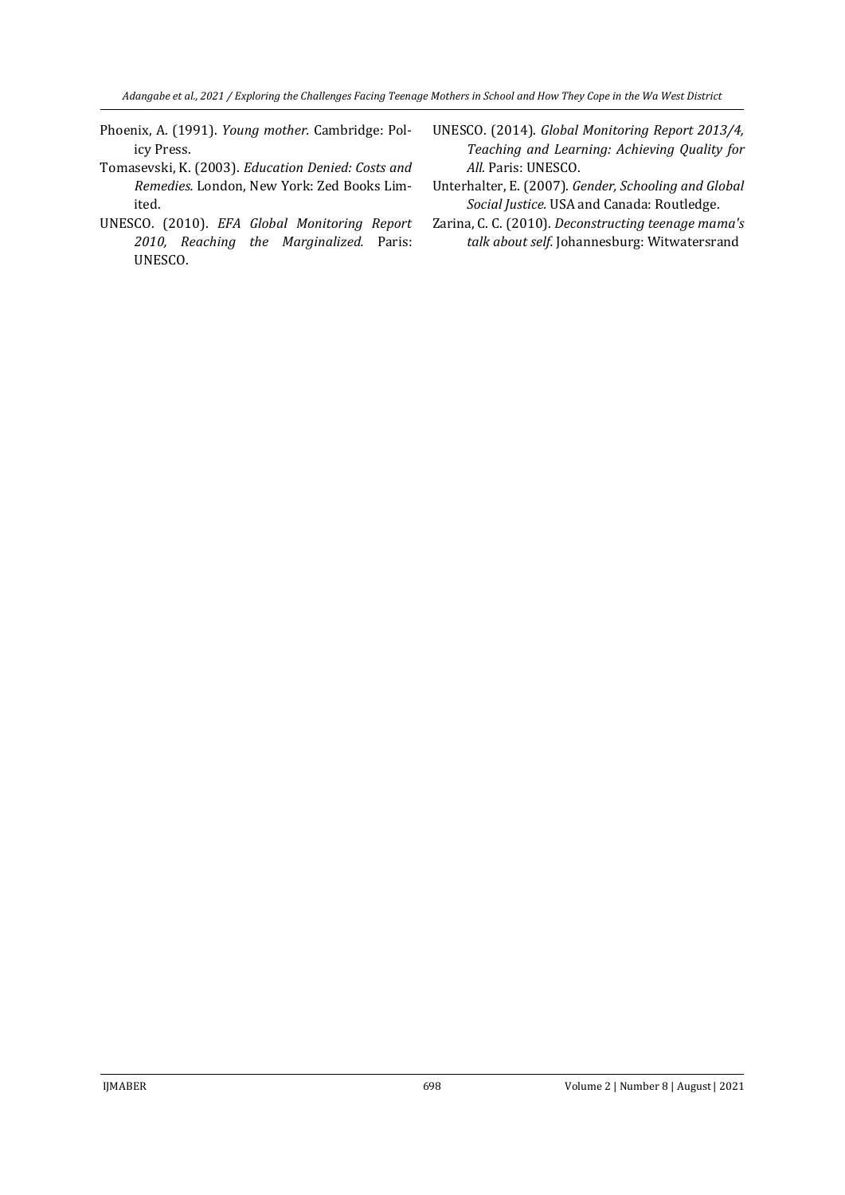Phoenix, A. (1991). *Young mother.* Cambridge: Policy Press.

Tomasevski, K. (2003). *Education Denied: Costs and Remedies.* London, New York: Zed Books Limited.

UNESCO. (2010). *EFA Global Monitoring Report 2010, Reaching the Marginalized.* Paris: UNESCO.

UNESCO. (2014). *Global Monitoring Report 2013/4, Teaching and Learning: Achieving Quality for All.* Paris: UNESCO.

Unterhalter, E. (2007). *Gender, Schooling and Global Social Justice.* USA and Canada: Routledge.

Zarina, C. C. (2010). *Deconstructing teenage mama's talk about self.* Johannesburg: Witwatersrand